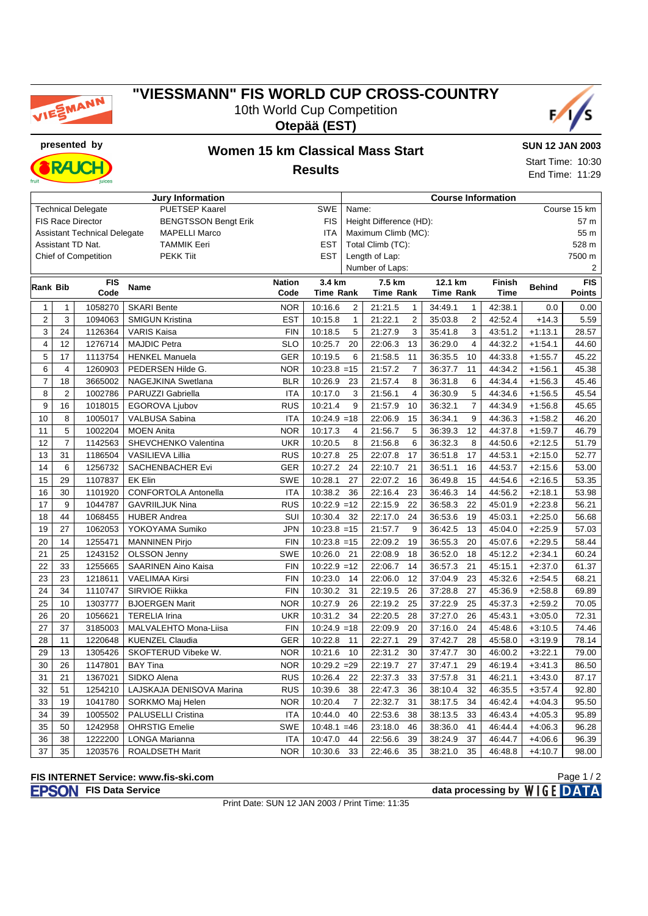# "VIESSMANN" FIS WORLD CUP CROSS-COUNTRY

10th World Cup Competition

**Otepää (EST)**

presented by

## Women 15 km Classical Mass Start

## Results

**SUN 12 JAN 2003**

Start Time: 10:30

End Time: 11:29

| Jury Information | | |
|---|---|---|
| Technical Delegate | PUETSEP Kaarel | SWE |
| FIS Race Director | BENGTSSON Bengt Erik | FIS |
| Assistant Technical Delegate | MAPELLI Marco | ITA |
| Assistant TD Nat. | TAMMIK Eeri | EST |
| Chief of Competition | PEKK Tiit | EST |

| Course Information | |
|---|---|
| Name: | Course 15 km |
| Height Difference (HD): | 57 m |
| Maximum Climb (MC): | 55 m |
| Total Climb (TC): | 528 m |
| Length of Lap: | 7500 m |
| Number of Laps: | 2 |

| Rank | Bib | FIS Code | Name | Nation Code | 3.4 km Time | Rank | 7.5 km Time | Rank | 12.1 km Time | Rank | Finish Time | Behind | FIS Points |
|---|---|---|---|---|---|---|---|---|---|---|---|---|---|
| 1 | 1 | 1058270 | SKARI Bente | NOR | 10:16.6 | 2 | 21:21.5 | 1 | 34:49.1 | 1 | 42:38.1 | 0.0 | 0.00 |
| 2 | 3 | 1094063 | SMIGUN Kristina | EST | 10:15.8 | 1 | 21:22.1 | 2 | 35:03.8 | 2 | 42:52.4 | +14.3 | 5.59 |
| 3 | 24 | 1126364 | VARIS Kaisa | FIN | 10:18.5 | 5 | 21:27.9 | 3 | 35:41.8 | 3 | 43:51.2 | +1:13.1 | 28.57 |
| 4 | 12 | 1276714 | MAJDIC Petra | SLO | 10:25.7 | 20 | 22:06.3 | 13 | 36:29.0 | 4 | 44:32.2 | +1:54.1 | 44.60 |
| 5 | 17 | 1113754 | HENKEL Manuela | GER | 10:19.5 | 6 | 21:58.5 | 11 | 36:35.5 | 10 | 44:33.8 | +1:55.7 | 45.22 |
| 6 | 4 | 1260903 | PEDERSEN Hilde G. | NOR | 10:23.8 | =15 | 21:57.2 | 7 | 36:37.7 | 11 | 44:34.2 | +1:56.1 | 45.38 |
| 7 | 18 | 3665002 | NAGEJKINA Swetlana | BLR | 10:26.9 | 23 | 21:57.4 | 8 | 36:31.8 | 6 | 44:34.4 | +1:56.3 | 45.46 |
| 8 | 2 | 1002786 | PARUZZI Gabriella | ITA | 10:17.0 | 3 | 21:56.1 | 4 | 36:30.9 | 5 | 44:34.6 | +1:56.5 | 45.54 |
| 9 | 16 | 1018015 | EGOROVA Ljubov | RUS | 10:21.4 | 9 | 21:57.9 | 10 | 36:32.1 | 7 | 44:34.9 | +1:56.8 | 45.65 |
| 10 | 8 | 1005017 | VALBUSA Sabina | ITA | 10:24.9 | =18 | 22:06.9 | 15 | 36:34.1 | 9 | 44:36.3 | +1:58.2 | 46.20 |
| 11 | 5 | 1002204 | MOEN Anita | NOR | 10:17.3 | 4 | 21:56.7 | 5 | 36:39.3 | 12 | 44:37.8 | +1:59.7 | 46.79 |
| 12 | 7 | 1142563 | SHEVCHENKO Valentina | UKR | 10:20.5 | 8 | 21:56.8 | 6 | 36:32.3 | 8 | 44:50.6 | +2:12.5 | 51.79 |
| 13 | 31 | 1186504 | VASILIEVA Lillia | RUS | 10:27.8 | 25 | 22:07.8 | 17 | 36:51.8 | 17 | 44:53.1 | +2:15.0 | 52.77 |
| 14 | 6 | 1256732 | SACHENBACHER Evi | GER | 10:27.2 | 24 | 22:10.7 | 21 | 36:51.1 | 16 | 44:53.7 | +2:15.6 | 53.00 |
| 15 | 29 | 1107837 | EK Elin | SWE | 10:28.1 | 27 | 22:07.2 | 16 | 36:49.8 | 15 | 44:54.6 | +2:16.5 | 53.35 |
| 16 | 30 | 1101920 | CONFORTOLA Antonella | ITA | 10:38.2 | 36 | 22:16.4 | 23 | 36:46.3 | 14 | 44:56.2 | +2:18.1 | 53.98 |
| 17 | 9 | 1044787 | GAVRIILJUK Nina | RUS | 10:22.9 | =12 | 22:15.9 | 22 | 36:58.3 | 22 | 45:01.9 | +2:23.8 | 56.21 |
| 18 | 44 | 1068455 | HUBER Andrea | SUI | 10:30.4 | 32 | 22:17.0 | 24 | 36:53.6 | 19 | 45:03.1 | +2:25.0 | 56.68 |
| 19 | 27 | 1062053 | YOKOYAMA Sumiko | JPN | 10:23.8 | =15 | 21:57.7 | 9 | 36:42.5 | 13 | 45:04.0 | +2:25.9 | 57.03 |
| 20 | 14 | 1255471 | MANNINEN Pirjo | FIN | 10:23.8 | =15 | 22:09.2 | 19 | 36:55.3 | 20 | 45:07.6 | +2:29.5 | 58.44 |
| 21 | 25 | 1243152 | OLSSON Jenny | SWE | 10:26.0 | 21 | 22:08.9 | 18 | 36:52.0 | 18 | 45:12.2 | +2:34.1 | 60.24 |
| 22 | 33 | 1255665 | SAARINEN Aino Kaisa | FIN | 10:22.9 | =12 | 22:06.7 | 14 | 36:57.3 | 21 | 45:15.1 | +2:37.0 | 61.37 |
| 23 | 23 | 1218611 | VAELIMAA Kirsi | FIN | 10:23.0 | 14 | 22:06.0 | 12 | 37:04.9 | 23 | 45:32.6 | +2:54.5 | 68.21 |
| 24 | 34 | 1110747 | SIRVIOE Riikka | FIN | 10:30.2 | 31 | 22:19.5 | 26 | 37:28.8 | 27 | 45:36.9 | +2:58.8 | 69.89 |
| 25 | 10 | 1303777 | BJOERGEN Marit | NOR | 10:27.9 | 26 | 22:19.2 | 25 | 37:22.9 | 25 | 45:37.3 | +2:59.2 | 70.05 |
| 26 | 20 | 1056621 | TERELIA Irina | UKR | 10:31.2 | 34 | 22:20.5 | 28 | 37:27.0 | 26 | 45:43.1 | +3:05.0 | 72.31 |
| 27 | 37 | 3185003 | MALVALEHTO Mona-Liisa | FIN | 10:24.9 | =18 | 22:09.9 | 20 | 37:16.0 | 24 | 45:48.6 | +3:10.5 | 74.46 |
| 28 | 11 | 1220648 | KUENZEL Claudia | GER | 10:22.8 | 11 | 22:27.1 | 29 | 37:42.7 | 28 | 45:58.0 | +3:19.9 | 78.14 |
| 29 | 13 | 1305426 | SKOFTERUD Vibeke W. | NOR | 10:21.6 | 10 | 22:31.2 | 30 | 37:47.7 | 30 | 46:00.2 | +3:22.1 | 79.00 |
| 30 | 26 | 1147801 | BAY Tina | NOR | 10:29.2 | =29 | 22:19.7 | 27 | 37:47.1 | 29 | 46:19.4 | +3:41.3 | 86.50 |
| 31 | 21 | 1367021 | SIDKO Alena | RUS | 10:26.4 | 22 | 22:37.3 | 33 | 37:57.8 | 31 | 46:21.1 | +3:43.0 | 87.17 |
| 32 | 51 | 1254210 | LAJSKAJA DENISOVA Marina | RUS | 10:39.6 | 38 | 22:47.3 | 36 | 38:10.4 | 32 | 46:35.5 | +3:57.4 | 92.80 |
| 33 | 19 | 1041780 | SORKMO Maj Helen | NOR | 10:20.4 | 7 | 22:32.7 | 31 | 38:17.5 | 34 | 46:42.4 | +4:04.3 | 95.50 |
| 34 | 39 | 1005502 | PALUSELLI Cristina | ITA | 10:44.0 | 40 | 22:53.6 | 38 | 38:13.5 | 33 | 46:43.4 | +4:05.3 | 95.89 |
| 35 | 50 | 1242958 | OHRSTIG Emelie | SWE | 10:48.1 | =46 | 23:18.0 | 46 | 38:36.0 | 41 | 46:44.4 | +4:06.3 | 96.28 |
| 36 | 38 | 1222200 | LONGA Marianna | ITA | 10:47.0 | 44 | 22:56.6 | 39 | 38:24.9 | 37 | 46:44.7 | +4:06.6 | 96.39 |
| 37 | 35 | 1203576 | ROALDSETH Marit | NOR | 10:30.6 | 33 | 22:46.6 | 35 | 38:21.0 | 35 | 46:48.8 | +4:10.7 | 98.00 |

**FIS INTERNET Service: www.fis-ski.com**

**EPSON FIS Data Service** | **data processing by WIGE DATA**

Print Date: SUN 12 JAN 2003 / Print Time: 11:35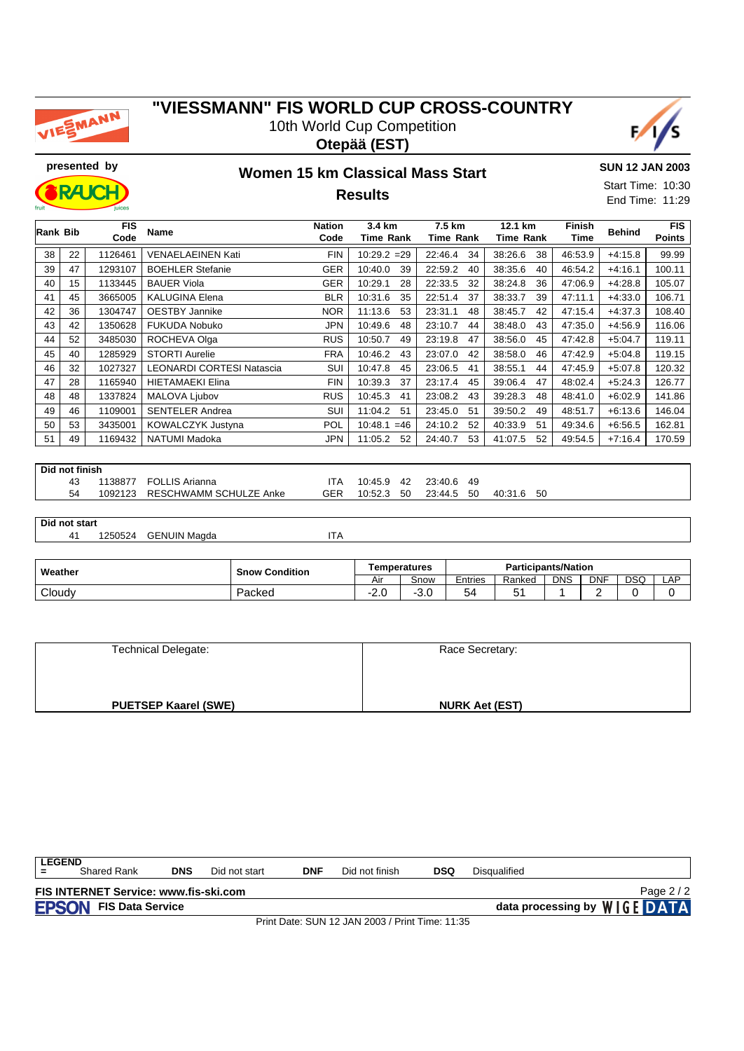# "VIESSMANN" FIS WORLD CUP CROSS-COUNTRY

10th World Cup Competition

**Otepää (EST)**

presented by

## Women 15 km Classical Mass Start

## Results

**SUN 12 JAN 2003**

Start Time: 10:30

End Time: 11:29

| Rank | Bib | FIS Code | Name | Nation Code | 3.4 km Time | Rank | 7.5 km Time | Rank | 12.1 km Time | Rank | Finish Time | Behind | FIS Points |
|---|---|---|---|---|---|---|---|---|---|---|---|---|---|
| 38 | 22 | 1126461 | VENAELAEINEN Kati | FIN | 10:29.2 | =29 | 22:46.4 | 34 | 38:26.6 | 38 | 46:53.9 | +4:15.8 | 99.99 |
| 39 | 47 | 1293107 | BOEHLER Stefanie | GER | 10:40.0 | 39 | 22:59.2 | 40 | 38:35.6 | 40 | 46:54.2 | +4:16.1 | 100.11 |
| 40 | 15 | 1133445 | BAUER Viola | GER | 10:29.1 | 28 | 22:33.5 | 32 | 38:24.8 | 36 | 47:06.9 | +4:28.8 | 105.07 |
| 41 | 45 | 3665005 | KALUGINA Elena | BLR | 10:31.6 | 35 | 22:51.4 | 37 | 38:33.7 | 39 | 47:11.1 | +4:33.0 | 106.71 |
| 42 | 36 | 1304747 | OESTBY Jannike | NOR | 11:13.6 | 53 | 23:31.1 | 48 | 38:45.7 | 42 | 47:15.4 | +4:37.3 | 108.40 |
| 43 | 42 | 1350628 | FUKUDA Nobuko | JPN | 10:49.6 | 48 | 23:10.7 | 44 | 38:48.0 | 43 | 47:35.0 | +4:56.9 | 116.06 |
| 44 | 52 | 3485030 | ROCHEVA Olga | RUS | 10:50.7 | 49 | 23:19.8 | 47 | 38:56.0 | 45 | 47:42.8 | +5:04.7 | 119.11 |
| 45 | 40 | 1285929 | STORTI Aurelie | FRA | 10:46.2 | 43 | 23:07.0 | 42 | 38:58.0 | 46 | 47:42.9 | +5:04.8 | 119.15 |
| 46 | 32 | 1027327 | LEONARDI CORTESI Natascia | SUI | 10:47.8 | 45 | 23:06.5 | 41 | 38:55.1 | 44 | 47:45.9 | +5:07.8 | 120.32 |
| 47 | 28 | 1165940 | HIETAMAEKI Elina | FIN | 10:39.3 | 37 | 23:17.4 | 45 | 39:06.4 | 47 | 48:02.4 | +5:24.3 | 126.77 |
| 48 | 48 | 1337824 | MALOVA Ljubov | RUS | 10:45.3 | 41 | 23:08.2 | 43 | 39:28.3 | 48 | 48:41.0 | +6:02.9 | 141.86 |
| 49 | 46 | 1109001 | SENTELER Andrea | SUI | 11:04.2 | 51 | 23:45.0 | 51 | 39:50.2 | 49 | 48:51.7 | +6:13.6 | 146.04 |
| 50 | 53 | 3435001 | KOWALCZYK Justyna | POL | 10:48.1 | =46 | 24:10.2 | 52 | 40:33.9 | 51 | 49:34.6 | +6:56.5 | 162.81 |
| 51 | 49 | 1169432 | NATUMI Madoka | JPN | 11:05.2 | 52 | 24:40.7 | 53 | 41:07.5 | 52 | 49:54.5 | +7:16.4 | 170.59 |

**Did not finish**

| Bib | FIS Code | Name | Nation Code | 3.4 km Time | Rank | 7.5 km Time | Rank | 12.1 km Time | Rank |
|---|---|---|---|---|---|---|---|---|---|
| 43 | 1138877 | FOLLIS Arianna | ITA | 10:45.9 | 42 | 23:40.6 | 49 | | |
| 54 | 1092123 | RESCHWAMM SCHULZE Anke | GER | 10:52.3 | 50 | 23:44.5 | 50 | 40:31.6 | 50 |

**Did not start**

| Bib | FIS Code | Name | Nation Code |
|---|---|---|---|
| 41 | 1250524 | GENUIN Magda | ITA |

| Weather | Snow Condition | Temperatures | | Participants/Nation | | | | | |
|---|---|---|---|---|---|---|---|---|---|
| | | Air | Snow | Entries | Ranked | DNS | DNF | DSQ | LAP |
| Cloudy | Packed | -2.0 | -3.0 | 54 | 51 | 1 | 2 | 0 | 0 |

| Technical Delegate: | Race Secretary: |
|---|---|
| **PUETSEP Kaarel (SWE)** | **NURK Aet (EST)** |

**LEGEND**

| | | | |
|---|---|---|---|
| = | Shared Rank | **DNS** | Did not start |
| **DNF** | Did not finish | **DSQ** | Disqualified |

**FIS INTERNET Service: www.fis-ski.com**

**FIS Data Service** — data processing by WIGE DATA

Print Date: SUN 12 JAN 2003 / Print Time: 11:35